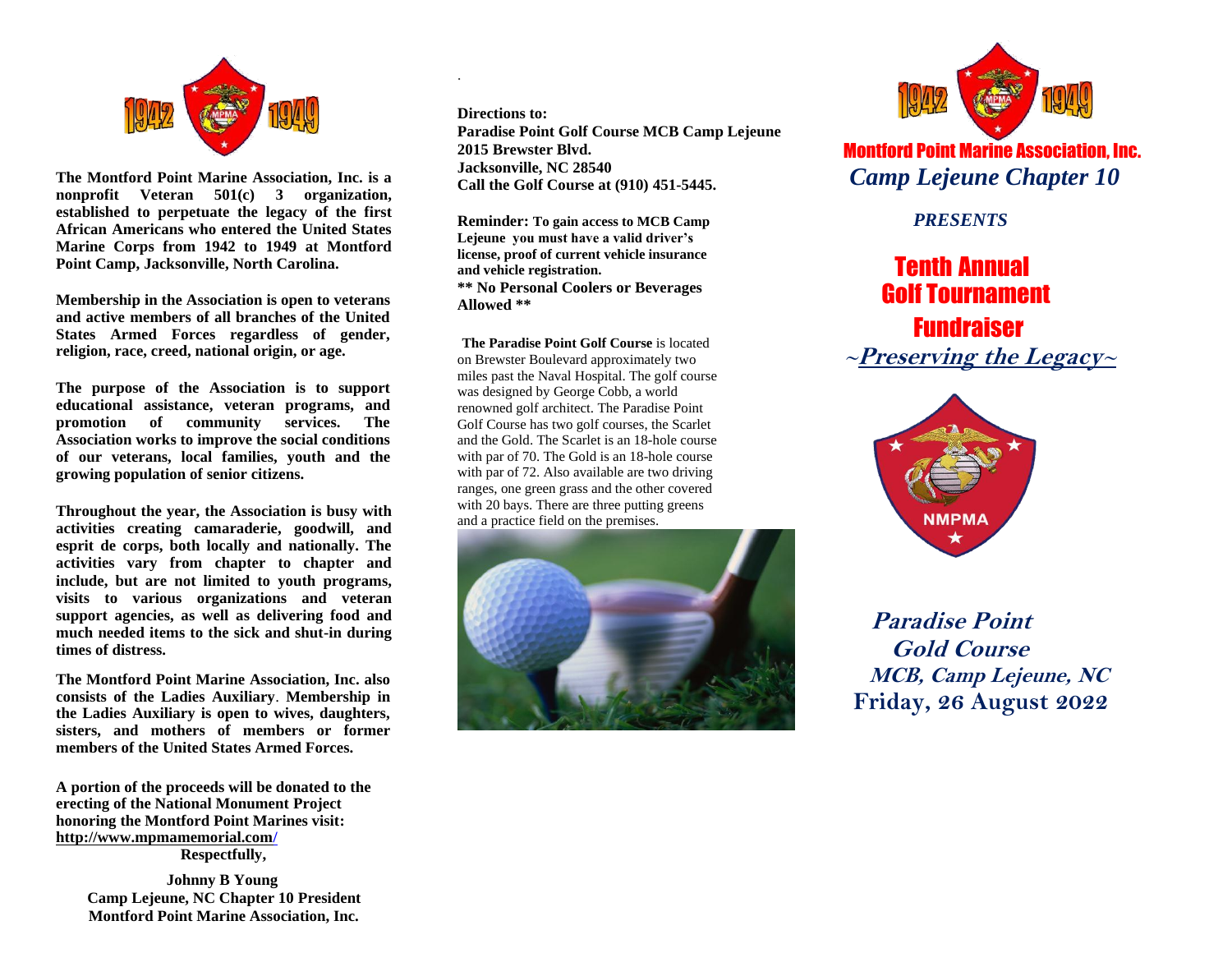**The Montford Point Marine Association, Inc. is a nonprofit Veteran 501(c) 3 organization, established to perpetuate the legacy of the first African Americans who entered the United States Marine Corps from 1942 to 1949 at Montford Point Camp, Jacksonville, North Carolina.**

**Membership in the Association is open to veterans and active members of all branches of the United States Armed Forces regardless of gender, religion, race, creed, national origin, or age.**

**The purpose of the Association is to support educational assistance, veteran programs, and promotion of community services. The Association works to improve the social conditions of our veterans, local families, youth and the growing population of senior citizens.**

**Throughout the year, the Association is busy with activities creating camaraderie, goodwill, and esprit de corps, both locally and nationally. The activities vary from chapter to chapter and include, but are not limited to youth programs, visits to various organizations and veteran support agencies, as well as delivering food and much needed items to the sick and shut-in during times of distress.**

**The Montford Point Marine Association, Inc. also consists of the Ladies Auxiliary. Membership in the Ladies Auxiliary is open to wives, daughters, sisters, and mothers of members or former members of the United States Armed Forces.**

**A portion of the proceeds will be donated to the erecting of the National Monument Project honoring the Montford Point Marines visit: http://www.mpmamemorial.com/**

**Respectfully,**

**Johnny B Young**
**Camp Lejeune, NC Chapter 10 President**
**Montford Point Marine Association, Inc.**

**Directions to:**
**Paradise Point Golf Course MCB Camp Lejeune**
**2015 Brewster Blvd.**
**Jacksonville, NC 28540**
**Call the Golf Course at (910) 451-5445.**

**Reminder: To gain access to MCB Camp Lejeune you must have a valid driver's license, proof of current vehicle insurance and vehicle registration.**
**\*\* No Personal Coolers or Beverages Allowed \*\***

**The Paradise Point Golf Course** is located on Brewster Boulevard approximately two miles past the Naval Hospital. The golf course was designed by George Cobb, a world renowned golf architect. The Paradise Point Golf Course has two golf courses, the Scarlet and the Gold. The Scarlet is an 18-hole course with par of 70. The Gold is an 18-hole course with par of 72. Also available are two driving ranges, one green grass and the other covered with 20 bays. There are three putting greens and a practice field on the premises.

# Montford Point Marine Association, Inc.

## *Camp Lejeune Chapter 10*

*PRESENTS*

# Tenth Annual Golf Tournament Fundraiser

## *~Preserving the Legacy~*

***Paradise Point Gold Course***
***MCB, Camp Lejeune, NC***
**Friday, 26 August 2022**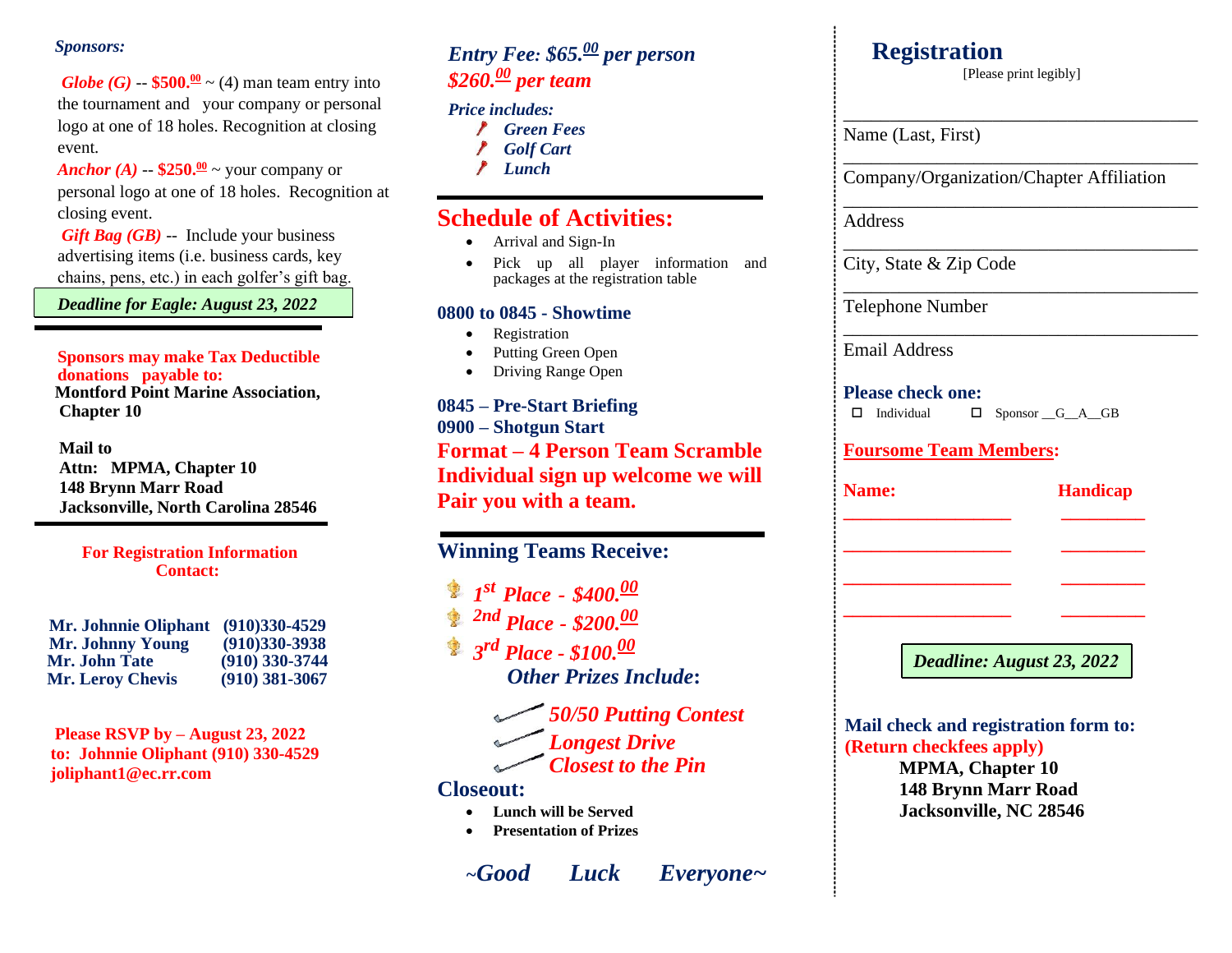*Sponsors:*

*Globe (G)* -- $500.$^{\underline{00}}$ ~ (4) man team entry into the tournament and your company or personal logo at one of 18 holes. Recognition at closing event.

*Anchor (A)* -- $250.$^{\underline{00}}$ ~ your company or personal logo at one of 18 holes. Recognition at closing event.

*Gift Bag (GB)* -- Include your business advertising items (i.e. business cards, key chains, pens, etc.) in each golfer's gift bag.

***Deadline for Eagle: August 23, 2022***

**Sponsors may make Tax Deductible donations payable to:**
**Montford Point Marine Association, Chapter 10**

**Mail to**
**Attn: MPMA, Chapter 10**
**148 Brynn Marr Road**
**Jacksonville, North Carolina 28546**

**For Registration Information Contact:**

| | |
|---|---|
| **Mr. Johnnie Oliphant** | **(910)330-4529** |
| **Mr. Johnny Young** | **(910)330-3938** |
| **Mr. John Tate** | **(910) 330-3744** |
| **Mr. Leroy Chevis** | **(910) 381-3067** |

**Please RSVP by – August 23, 2022**
**to: Johnnie Oliphant (910) 330-4529**
**joliphant1@ec.rr.com**

***Entry Fee: $65.$^{\underline{00}}$ per person***
***$260.$^{\underline{00}}$ per team***

***Price includes:***

- ***Green Fees***
- ***Golf Cart***
- ***Lunch***

## Schedule of Activities:

- Arrival and Sign-In
- Pick up all player information and packages at the registration table

**0800 to 0845 - Showtime**

- Registration
- Putting Green Open
- Driving Range Open

**0845 – Pre-Start Briefing**
**0900 – Shotgun Start**
**Format – 4 Person Team Scramble**
**Individual sign up welcome we will Pair you with a team.**

## Winning Teams Receive:

- ***1st Place - $400.$^{\underline{00}}$***
- ***2nd Place - $200.$^{\underline{00}}$***
- ***3rd Place - $100.$^{\underline{00}}$***

***Other Prizes Include:***

- ***50/50 Putting Contest***
- ***Longest Drive***
- ***Closest to the Pin***

**Closeout:**

- **Lunch will be Served**
- **Presentation of Prizes**

***~Good Luck Everyone~***

## Registration

[Please print legibly]

_______________________________
Name (Last, First)

_______________________________
Company/Organization/Chapter Affiliation

_______________________________
Address

_______________________________
City, State & Zip Code

_______________________________
Telephone Number

_______________________________
Email Address

**Please check one:**

☐ Individual ☐ Sponsor __G__A__GB

**Foursome Team Members:**

| **Name:** | **Handicap** |
|---|---|
| ______________ | ________ |
| ______________ | ________ |
| ______________ | ________ |
| ______________ | ________ |

***Deadline: August 23, 2022***

**Mail check and registration form to:**
**(Return checkfees apply)**
**MPMA, Chapter 10**
**148 Brynn Marr Road**
**Jacksonville, NC 28546**